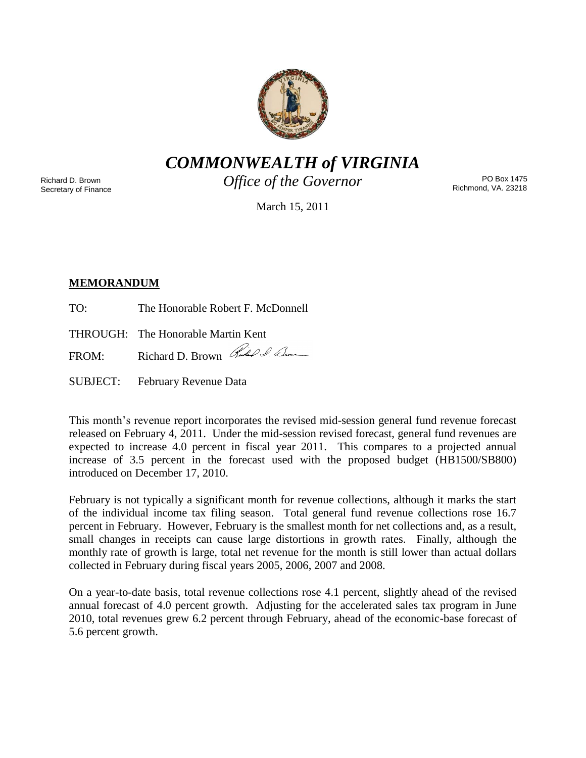# *COMMONWEALTH of VIRGINIA*

*Office of the Governor*

Richard D. Brown
Secretary of Finance

PO Box 1475
Richmond, VA. 23218

March 15, 2011

## MEMORANDUM

TO: The Honorable Robert F. McDonnell

THROUGH: The Honorable Martin Kent

FROM: Richard D. Brown

SUBJECT: February Revenue Data

This month's revenue report incorporates the revised mid-session general fund revenue forecast released on February 4, 2011. Under the mid-session revised forecast, general fund revenues are expected to increase 4.0 percent in fiscal year 2011. This compares to a projected annual increase of 3.5 percent in the forecast used with the proposed budget (HB1500/SB800) introduced on December 17, 2010.

February is not typically a significant month for revenue collections, although it marks the start of the individual income tax filing season. Total general fund revenue collections rose 16.7 percent in February. However, February is the smallest month for net collections and, as a result, small changes in receipts can cause large distortions in growth rates. Finally, although the monthly rate of growth is large, total net revenue for the month is still lower than actual dollars collected in February during fiscal years 2005, 2006, 2007 and 2008.

On a year-to-date basis, total revenue collections rose 4.1 percent, slightly ahead of the revised annual forecast of 4.0 percent growth. Adjusting for the accelerated sales tax program in June 2010, total revenues grew 6.2 percent through February, ahead of the economic-base forecast of 5.6 percent growth.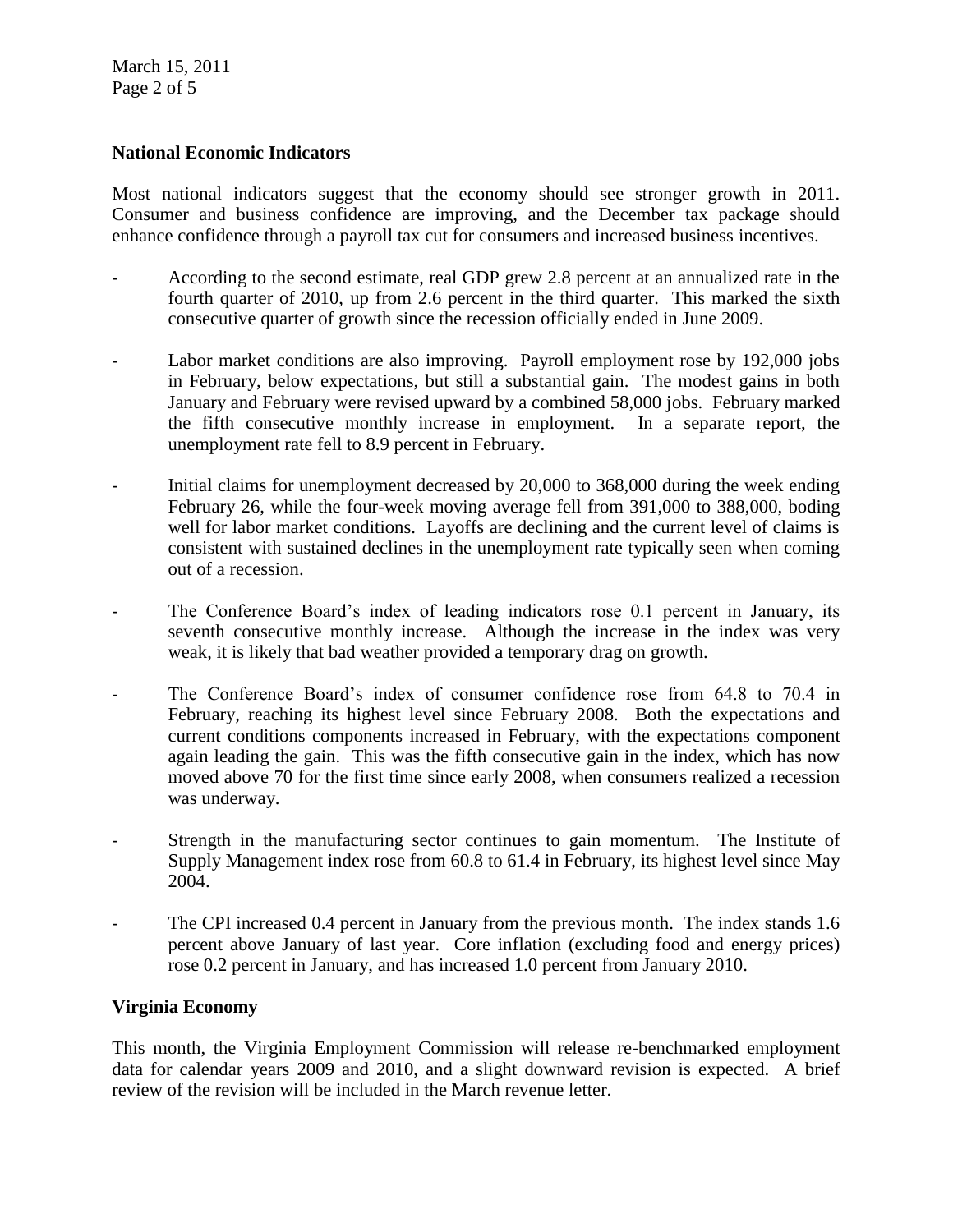## National Economic Indicators

Most national indicators suggest that the economy should see stronger growth in 2011. Consumer and business confidence are improving, and the December tax package should enhance confidence through a payroll tax cut for consumers and increased business incentives.

- According to the second estimate, real GDP grew 2.8 percent at an annualized rate in the fourth quarter of 2010, up from 2.6 percent in the third quarter. This marked the sixth consecutive quarter of growth since the recession officially ended in June 2009.

- Labor market conditions are also improving. Payroll employment rose by 192,000 jobs in February, below expectations, but still a substantial gain. The modest gains in both January and February were revised upward by a combined 58,000 jobs. February marked the fifth consecutive monthly increase in employment. In a separate report, the unemployment rate fell to 8.9 percent in February.

- Initial claims for unemployment decreased by 20,000 to 368,000 during the week ending February 26, while the four-week moving average fell from 391,000 to 388,000, boding well for labor market conditions. Layoffs are declining and the current level of claims is consistent with sustained declines in the unemployment rate typically seen when coming out of a recession.

- The Conference Board's index of leading indicators rose 0.1 percent in January, its seventh consecutive monthly increase. Although the increase in the index was very weak, it is likely that bad weather provided a temporary drag on growth.

- The Conference Board's index of consumer confidence rose from 64.8 to 70.4 in February, reaching its highest level since February 2008. Both the expectations and current conditions components increased in February, with the expectations component again leading the gain. This was the fifth consecutive gain in the index, which has now moved above 70 for the first time since early 2008, when consumers realized a recession was underway.

- Strength in the manufacturing sector continues to gain momentum. The Institute of Supply Management index rose from 60.8 to 61.4 in February, its highest level since May 2004.

- The CPI increased 0.4 percent in January from the previous month. The index stands 1.6 percent above January of last year. Core inflation (excluding food and energy prices) rose 0.2 percent in January, and has increased 1.0 percent from January 2010.

## Virginia Economy

This month, the Virginia Employment Commission will release re-benchmarked employment data for calendar years 2009 and 2010, and a slight downward revision is expected. A brief review of the revision will be included in the March revenue letter.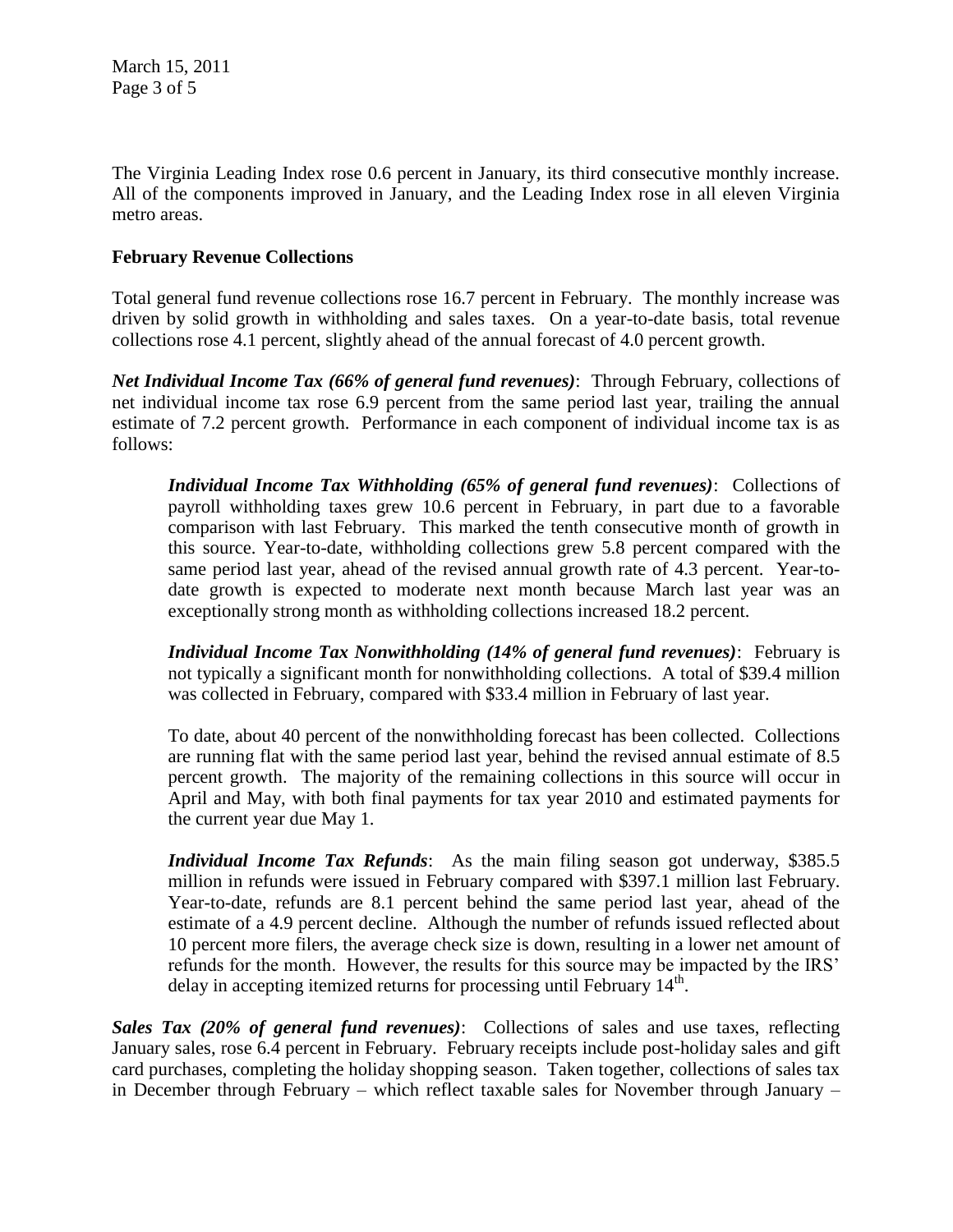The Virginia Leading Index rose 0.6 percent in January, its third consecutive monthly increase. All of the components improved in January, and the Leading Index rose in all eleven Virginia metro areas.

**February Revenue Collections**

Total general fund revenue collections rose 16.7 percent in February. The monthly increase was driven by solid growth in withholding and sales taxes. On a year-to-date basis, total revenue collections rose 4.1 percent, slightly ahead of the annual forecast of 4.0 percent growth.

***Net Individual Income Tax (66% of general fund revenues)***: Through February, collections of net individual income tax rose 6.9 percent from the same period last year, trailing the annual estimate of 7.2 percent growth. Performance in each component of individual income tax is as follows:

> ***Individual Income Tax Withholding (65% of general fund revenues)***: Collections of payroll withholding taxes grew 10.6 percent in February, in part due to a favorable comparison with last February. This marked the tenth consecutive month of growth in this source. Year-to-date, withholding collections grew 5.8 percent compared with the same period last year, ahead of the revised annual growth rate of 4.3 percent. Year-to-date growth is expected to moderate next month because March last year was an exceptionally strong month as withholding collections increased 18.2 percent.
>
> ***Individual Income Tax Nonwithholding (14% of general fund revenues)***: February is not typically a significant month for nonwithholding collections. A total of $39.4 million was collected in February, compared with $33.4 million in February of last year.
>
> To date, about 40 percent of the nonwithholding forecast has been collected. Collections are running flat with the same period last year, behind the revised annual estimate of 8.5 percent growth. The majority of the remaining collections in this source will occur in April and May, with both final payments for tax year 2010 and estimated payments for the current year due May 1.
>
> ***Individual Income Tax Refunds***: As the main filing season got underway, $385.5 million in refunds were issued in February compared with $397.1 million last February. Year-to-date, refunds are 8.1 percent behind the same period last year, ahead of the estimate of a 4.9 percent decline. Although the number of refunds issued reflected about 10 percent more filers, the average check size is down, resulting in a lower net amount of refunds for the month. However, the results for this source may be impacted by the IRS' delay in accepting itemized returns for processing until February 14th.

***Sales Tax (20% of general fund revenues)***: Collections of sales and use taxes, reflecting January sales, rose 6.4 percent in February. February receipts include post-holiday sales and gift card purchases, completing the holiday shopping season. Taken together, collections of sales tax in December through February – which reflect taxable sales for November through January –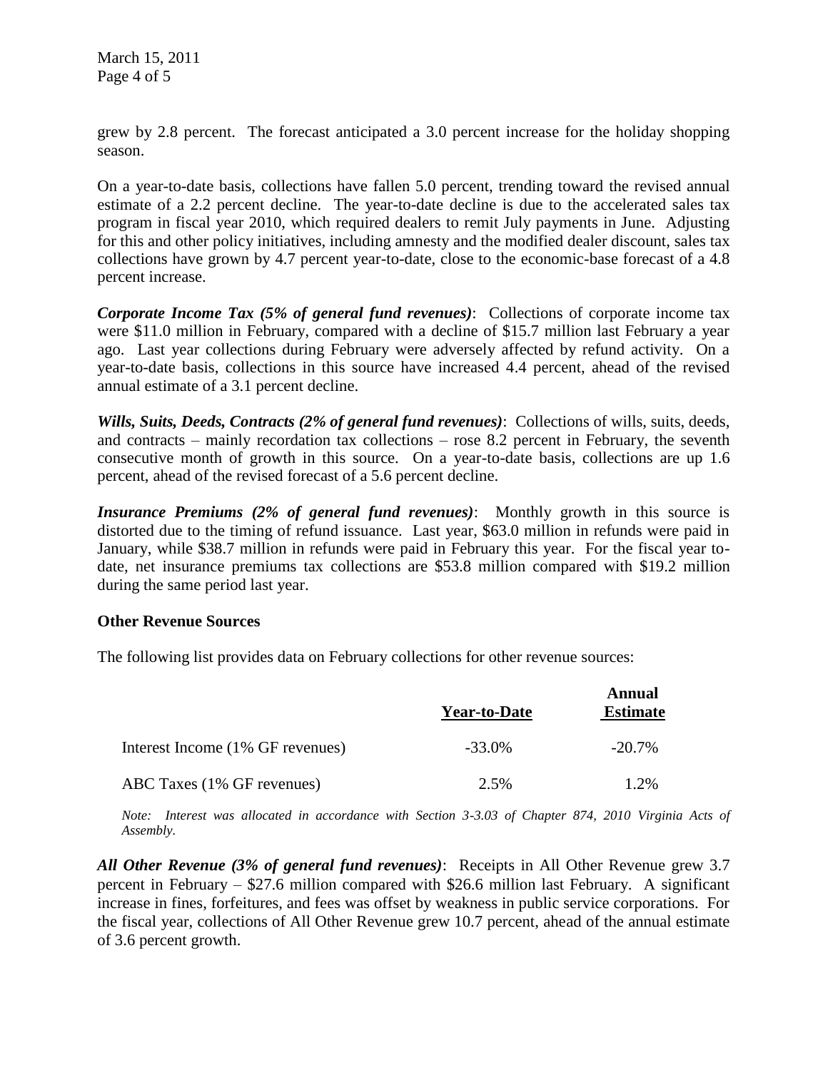grew by 2.8 percent. The forecast anticipated a 3.0 percent increase for the holiday shopping season.

On a year-to-date basis, collections have fallen 5.0 percent, trending toward the revised annual estimate of a 2.2 percent decline. The year-to-date decline is due to the accelerated sales tax program in fiscal year 2010, which required dealers to remit July payments in June. Adjusting for this and other policy initiatives, including amnesty and the modified dealer discount, sales tax collections have grown by 4.7 percent year-to-date, close to the economic-base forecast of a 4.8 percent increase.

***Corporate Income Tax (5% of general fund revenues)***: Collections of corporate income tax were $11.0 million in February, compared with a decline of $15.7 million last February a year ago. Last year collections during February were adversely affected by refund activity. On a year-to-date basis, collections in this source have increased 4.4 percent, ahead of the revised annual estimate of a 3.1 percent decline.

***Wills, Suits, Deeds, Contracts (2% of general fund revenues)***: Collections of wills, suits, deeds, and contracts – mainly recordation tax collections – rose 8.2 percent in February, the seventh consecutive month of growth in this source. On a year-to-date basis, collections are up 1.6 percent, ahead of the revised forecast of a 5.6 percent decline.

***Insurance Premiums (2% of general fund revenues)***: Monthly growth in this source is distorted due to the timing of refund issuance. Last year, $63.0 million in refunds were paid in January, while $38.7 million in refunds were paid in February this year. For the fiscal year to-date, net insurance premiums tax collections are $53.8 million compared with $19.2 million during the same period last year.

**Other Revenue Sources**

The following list provides data on February collections for other revenue sources:

| | Year-to-Date | Annual Estimate |
|---|---|---|
| Interest Income (1% GF revenues) | -33.0% | -20.7% |
| ABC Taxes (1% GF revenues) | 2.5% | 1.2% |

*Note: Interest was allocated in accordance with Section 3-3.03 of Chapter 874, 2010 Virginia Acts of Assembly.*

***All Other Revenue (3% of general fund revenues)***: Receipts in All Other Revenue grew 3.7 percent in February – $27.6 million compared with $26.6 million last February. A significant increase in fines, forfeitures, and fees was offset by weakness in public service corporations. For the fiscal year, collections of All Other Revenue grew 10.7 percent, ahead of the annual estimate of 3.6 percent growth.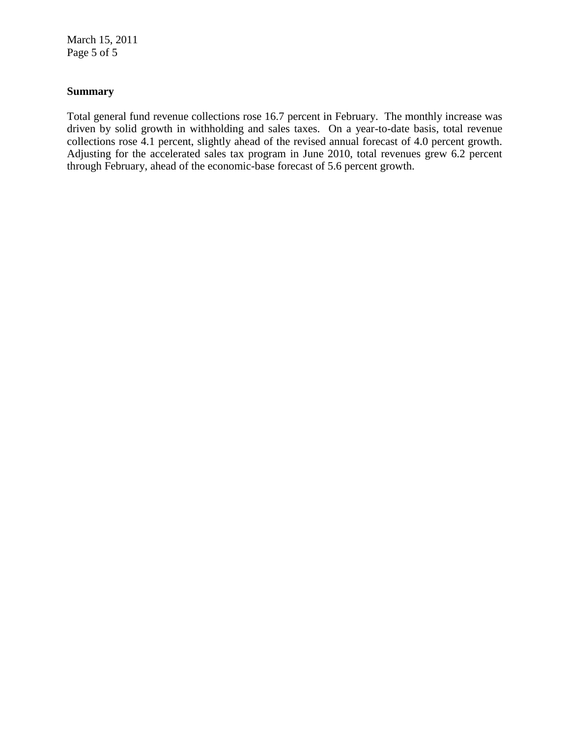## Summary

Total general fund revenue collections rose 16.7 percent in February. The monthly increase was driven by solid growth in withholding and sales taxes. On a year-to-date basis, total revenue collections rose 4.1 percent, slightly ahead of the revised annual forecast of 4.0 percent growth. Adjusting for the accelerated sales tax program in June 2010, total revenues grew 6.2 percent through February, ahead of the economic-base forecast of 5.6 percent growth.